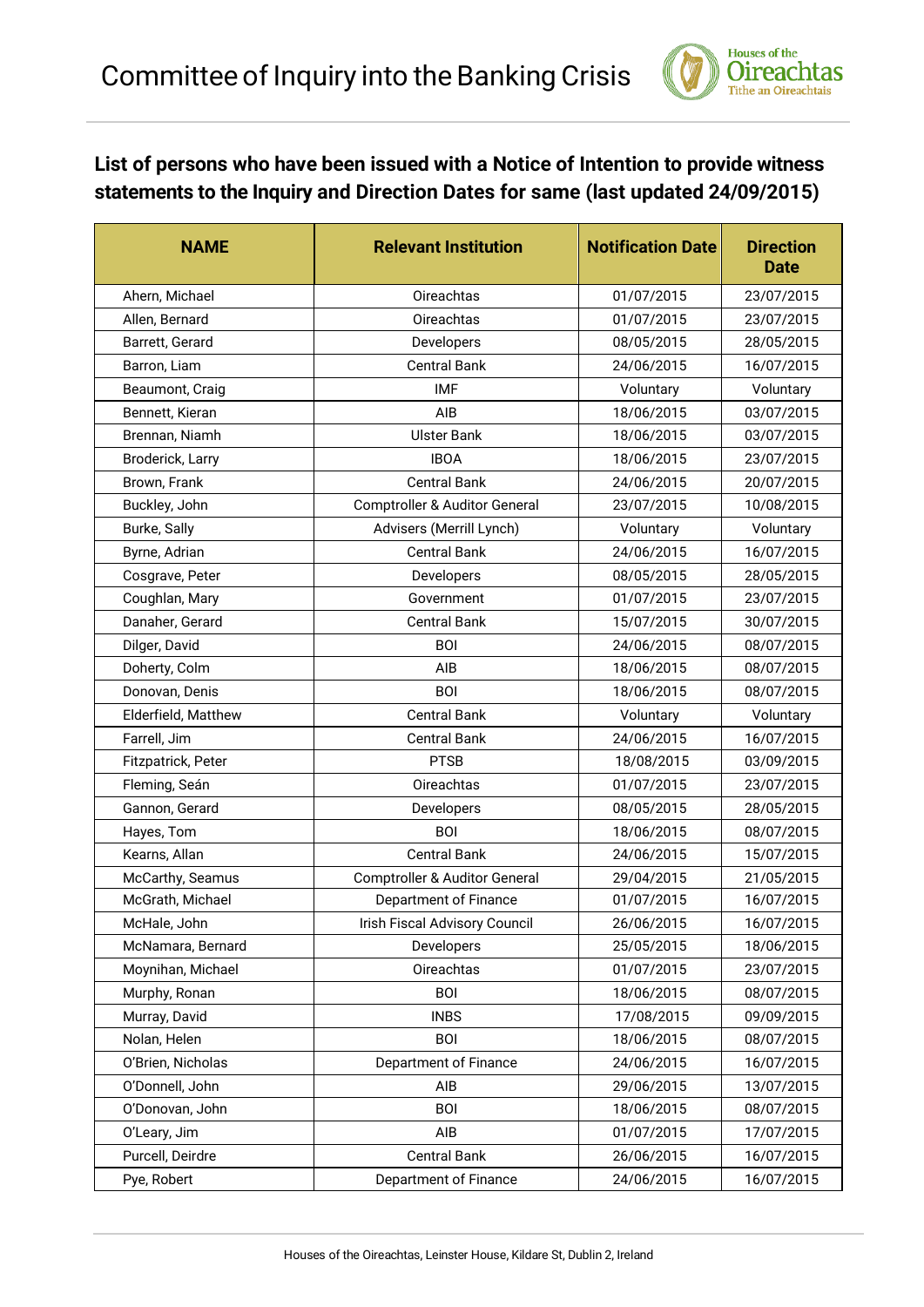# Committee of Inquiry into the Banking Crisis

## List of persons who have been issued with a Notice of Intention to provide witness statements to the Inquiry and Direction Dates for same (last updated 24/09/2015)

| NAME | Relevant Institution | Notification Date | Direction Date |
|---|---|---|---|
| Ahern, Michael | Oireachtas | 01/07/2015 | 23/07/2015 |
| Allen, Bernard | Oireachtas | 01/07/2015 | 23/07/2015 |
| Barrett, Gerard | Developers | 08/05/2015 | 28/05/2015 |
| Barron, Liam | Central Bank | 24/06/2015 | 16/07/2015 |
| Beaumont, Craig | IMF | Voluntary | Voluntary |
| Bennett, Kieran | AIB | 18/06/2015 | 03/07/2015 |
| Brennan, Niamh | Ulster Bank | 18/06/2015 | 03/07/2015 |
| Broderick, Larry | IBOA | 18/06/2015 | 23/07/2015 |
| Brown, Frank | Central Bank | 24/06/2015 | 20/07/2015 |
| Buckley, John | Comptroller & Auditor General | 23/07/2015 | 10/08/2015 |
| Burke, Sally | Advisers (Merrill Lynch) | Voluntary | Voluntary |
| Byrne, Adrian | Central Bank | 24/06/2015 | 16/07/2015 |
| Cosgrave, Peter | Developers | 08/05/2015 | 28/05/2015 |
| Coughlan, Mary | Government | 01/07/2015 | 23/07/2015 |
| Danaher, Gerard | Central Bank | 15/07/2015 | 30/07/2015 |
| Dilger, David | BOI | 24/06/2015 | 08/07/2015 |
| Doherty, Colm | AIB | 18/06/2015 | 08/07/2015 |
| Donovan, Denis | BOI | 18/06/2015 | 08/07/2015 |
| Elderfield, Matthew | Central Bank | Voluntary | Voluntary |
| Farrell, Jim | Central Bank | 24/06/2015 | 16/07/2015 |
| Fitzpatrick, Peter | PTSB | 18/08/2015 | 03/09/2015 |
| Fleming, Seán | Oireachtas | 01/07/2015 | 23/07/2015 |
| Gannon, Gerard | Developers | 08/05/2015 | 28/05/2015 |
| Hayes, Tom | BOI | 18/06/2015 | 08/07/2015 |
| Kearns, Allan | Central Bank | 24/06/2015 | 15/07/2015 |
| McCarthy, Seamus | Comptroller & Auditor General | 29/04/2015 | 21/05/2015 |
| McGrath, Michael | Department of Finance | 01/07/2015 | 16/07/2015 |
| McHale, John | Irish Fiscal Advisory Council | 26/06/2015 | 16/07/2015 |
| McNamara, Bernard | Developers | 25/05/2015 | 18/06/2015 |
| Moynihan, Michael | Oireachtas | 01/07/2015 | 23/07/2015 |
| Murphy, Ronan | BOI | 18/06/2015 | 08/07/2015 |
| Murray, David | INBS | 17/08/2015 | 09/09/2015 |
| Nolan, Helen | BOI | 18/06/2015 | 08/07/2015 |
| O'Brien, Nicholas | Department of Finance | 24/06/2015 | 16/07/2015 |
| O'Donnell, John | AIB | 29/06/2015 | 13/07/2015 |
| O'Donovan, John | BOI | 18/06/2015 | 08/07/2015 |
| O'Leary, Jim | AIB | 01/07/2015 | 17/07/2015 |
| Purcell, Deirdre | Central Bank | 26/06/2015 | 16/07/2015 |
| Pye, Robert | Department of Finance | 24/06/2015 | 16/07/2015 |

Houses of the Oireachtas, Leinster House, Kildare St, Dublin 2, Ireland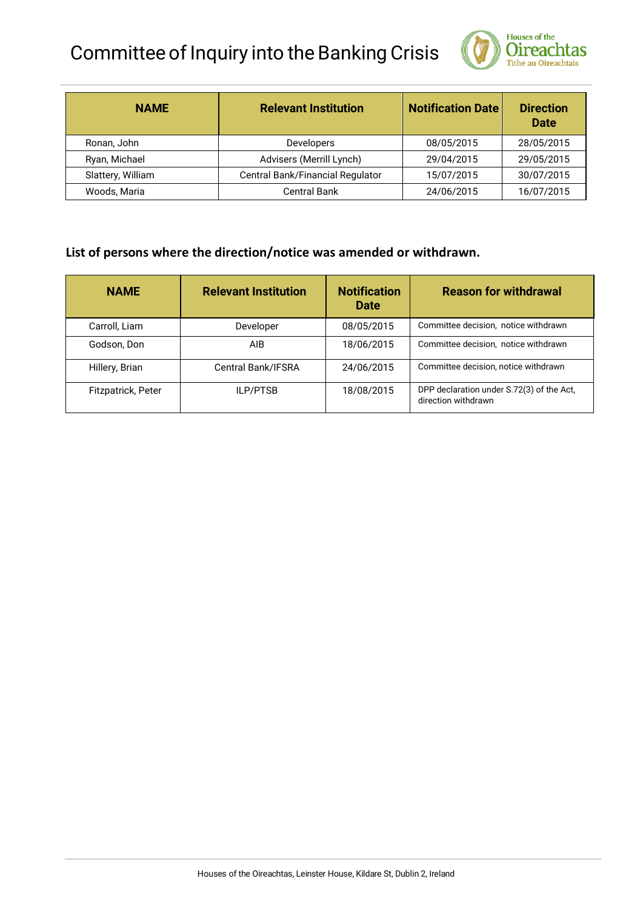| NAME | Relevant Institution | Notification Date | Direction Date |
|---|---|---|---|
| Ronan, John | Developers | 08/05/2015 | 28/05/2015 |
| Ryan, Michael | Advisers (Merrill Lynch) | 29/04/2015 | 29/05/2015 |
| Slattery, William | Central Bank/Financial Regulator | 15/07/2015 | 30/07/2015 |
| Woods, Maria | Central Bank | 24/06/2015 | 16/07/2015 |

**List of persons where the direction/notice was amended or withdrawn.**

| NAME | Relevant Institution | Notification Date | Reason for withdrawal |
|---|---|---|---|
| Carroll, Liam | Developer | 08/05/2015 | Committee decision, notice withdrawn |
| Godson, Don | AIB | 18/06/2015 | Committee decision, notice withdrawn |
| Hillery, Brian | Central Bank/IFSRA | 24/06/2015 | Committee decision, notice withdrawn |
| Fitzpatrick, Peter | ILP/PTSB | 18/08/2015 | DPP declaration under S.72(3) of the Act, direction withdrawn |